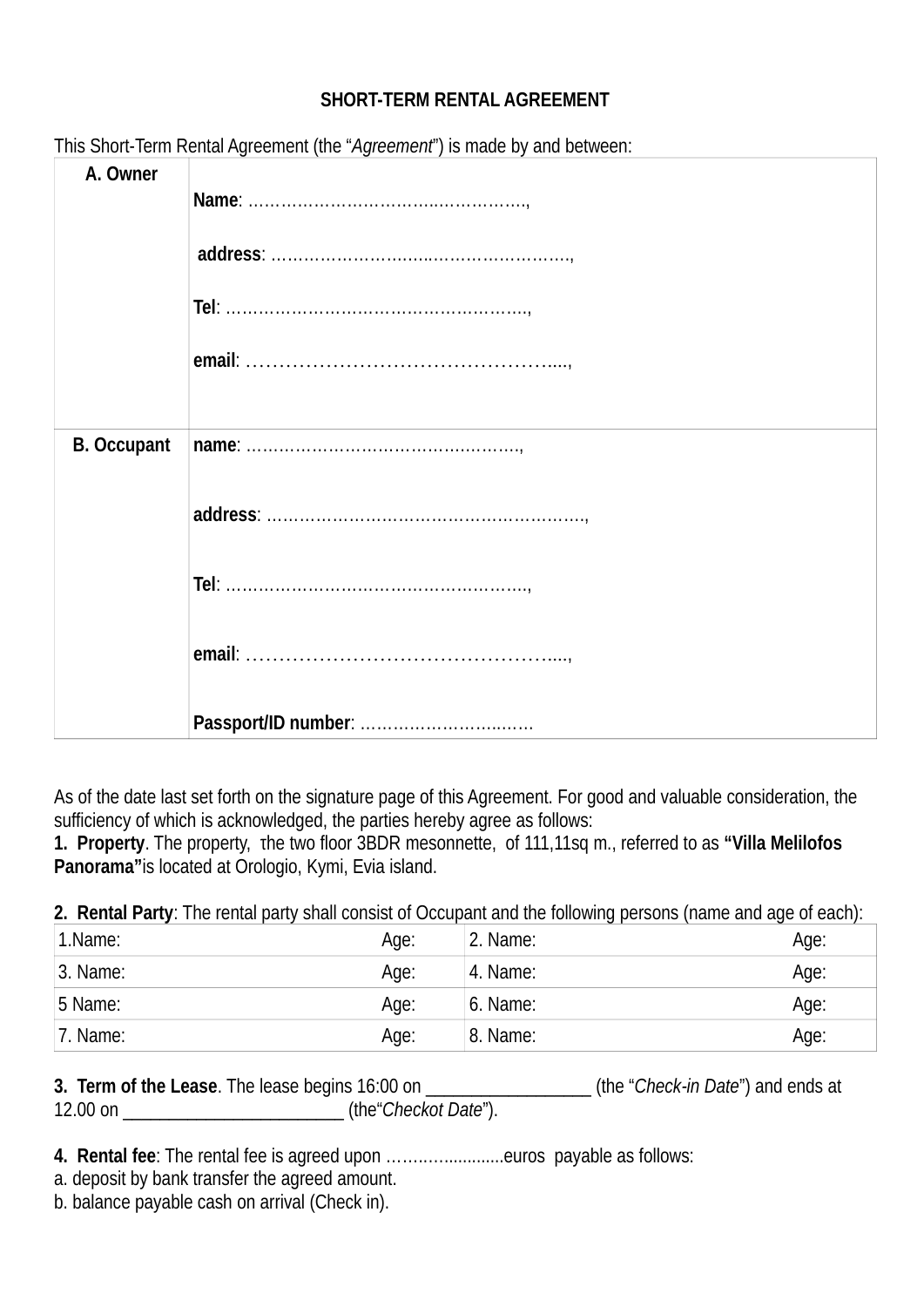**SHORT-TERM RENTAL AGREEMENT**

This Short-Term Rental Agreement (the "*Agreement*") is made by and between:

| | |
|---|---|
| **A. Owner** | **Name**: …………………………….…………….,<br><br>**address**: ………………….……..…………………….,<br><br>**Tel**: ……………………………………………….,<br><br>**email**: ………………………………………….…., |
| **B. Occupant** | **name**: ……………………………….………….,<br><br>**address**: ………………….………………………………….,<br><br>**Tel**: ……………………………………………….,<br><br>**email**: ………………………………………….….,<br><br>**Passport/ID number**: ……………………..…… |

As of the date last set forth on the signature page of this Agreement. For good and valuable consideration, the sufficiency of which is acknowledged, the parties hereby agree as follows:

**1. Property**. The property, the two floor 3BDR mesonnette, of 111,11sq m., referred to as **"Villa Melilofos Panorama"** is located at Orologio, Kymi, Evia island.

**2. Rental Party**: The rental party shall consist of Occupant and the following persons (name and age of each):

| 1.Name: | Age: | 2. Name: | Age: |
|---|---|---|---|
| 3. Name: | Age: | 4. Name: | Age: |
| 5 Name: | Age: | 6. Name: | Age: |
| 7. Name: | Age: | 8. Name: | Age: |

**3. Term of the Lease**. The lease begins 16:00 on _________________ (the "*Check-in Date*") and ends at 12.00 on _______________________ (the"*Checkot Date*").

**4. Rental fee**: The rental fee is agreed upon ……..…...........euros payable as follows:

a. deposit by bank transfer the agreed amount.

b. balance payable cash on arrival (Check in).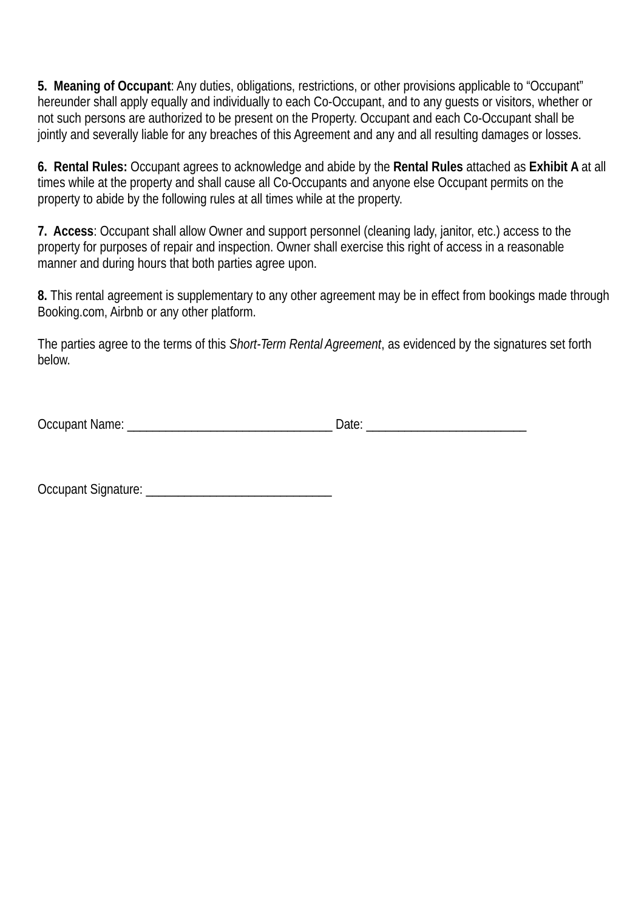**5. Meaning of Occupant**: Any duties, obligations, restrictions, or other provisions applicable to "Occupant" hereunder shall apply equally and individually to each Co-Occupant, and to any guests or visitors, whether or not such persons are authorized to be present on the Property. Occupant and each Co-Occupant shall be jointly and severally liable for any breaches of this Agreement and any and all resulting damages or losses.

**6. Rental Rules:** Occupant agrees to acknowledge and abide by the **Rental Rules** attached as **Exhibit A** at all times while at the property and shall cause all Co-Occupants and anyone else Occupant permits on the property to abide by the following rules at all times while at the property.

**7. Access**: Occupant shall allow Owner and support personnel (cleaning lady, janitor, etc.) access to the property for purposes of repair and inspection. Owner shall exercise this right of access in a reasonable manner and during hours that both parties agree upon.

**8.** This rental agreement is supplementary to any other agreement may be in effect from bookings made through Booking.com, Airbnb or any other platform.

The parties agree to the terms of this *Short-Term Rental Agreement*, as evidenced by the signatures set forth below.

Occupant Name: ________________________________ Date: ________________________

Occupant Signature: ____________________________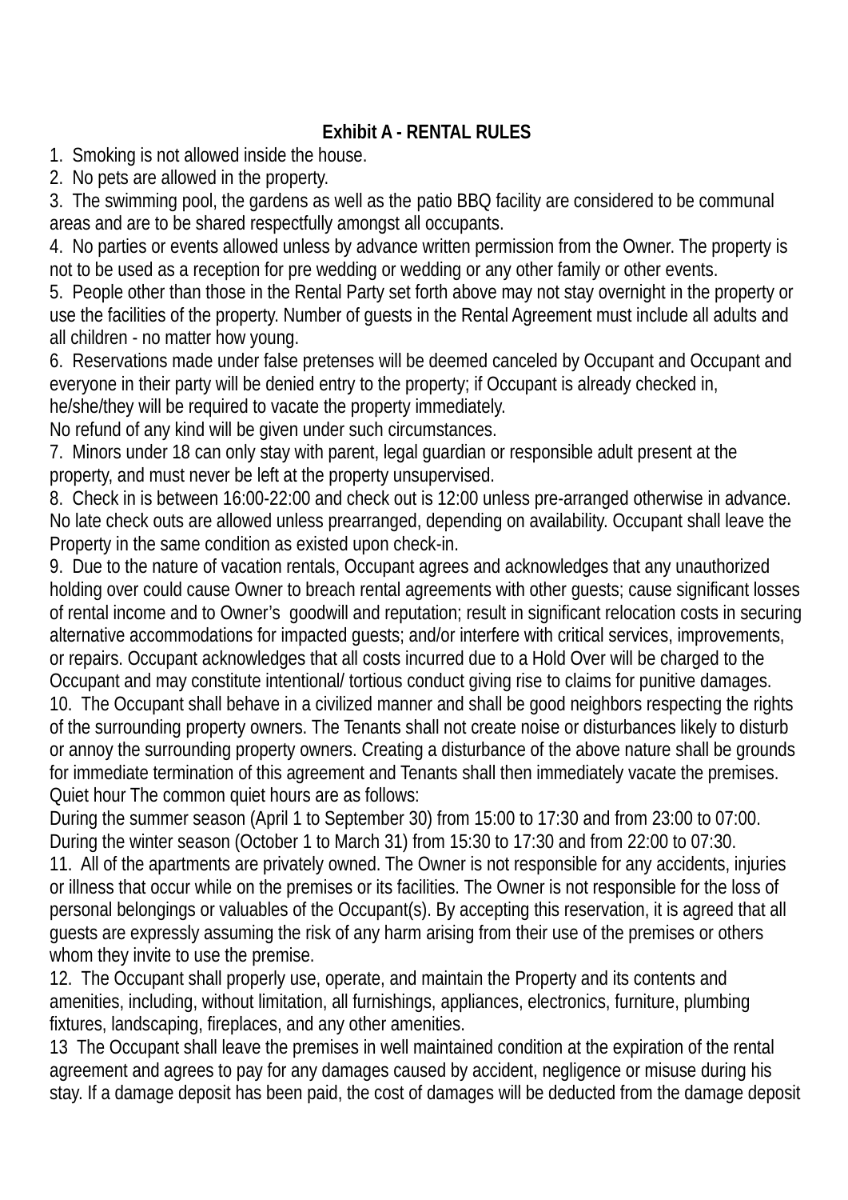**Exhibit A - RENTAL RULES**

1. Smoking is not allowed inside the house.
2. No pets are allowed in the property.
3. The swimming pool, the gardens as well as the patio BBQ facility are considered to be communal areas and are to be shared respectfully amongst all occupants.
4. No parties or events allowed unless by advance written permission from the Owner. The property is not to be used as a reception for pre wedding or wedding or any other family or other events.
5. People other than those in the Rental Party set forth above may not stay overnight in the property or use the facilities of the property. Number of guests in the Rental Agreement must include all adults and all children - no matter how young.
6. Reservations made under false pretenses will be deemed canceled by Occupant and Occupant and everyone in their party will be denied entry to the property; if Occupant is already checked in, he/she/they will be required to vacate the property immediately.
No refund of any kind will be given under such circumstances.
7. Minors under 18 can only stay with parent, legal guardian or responsible adult present at the property, and must never be left at the property unsupervised.
8. Check in is between 16:00-22:00 and check out is 12:00 unless pre-arranged otherwise in advance. No late check outs are allowed unless prearranged, depending on availability. Occupant shall leave the Property in the same condition as existed upon check-in.
9. Due to the nature of vacation rentals, Occupant agrees and acknowledges that any unauthorized holding over could cause Owner to breach rental agreements with other guests; cause significant losses of rental income and to Owner's goodwill and reputation; result in significant relocation costs in securing alternative accommodations for impacted guests; and/or interfere with critical services, improvements, or repairs. Occupant acknowledges that all costs incurred due to a Hold Over will be charged to the Occupant and may constitute intentional/ tortious conduct giving rise to claims for punitive damages.
10. The Occupant shall behave in a civilized manner and shall be good neighbors respecting the rights of the surrounding property owners. The Tenants shall not create noise or disturbances likely to disturb or annoy the surrounding property owners. Creating a disturbance of the above nature shall be grounds for immediate termination of this agreement and Tenants shall then immediately vacate the premises.
Quiet hour The common quiet hours are as follows:
During the summer season (April 1 to September 30) from 15:00 to 17:30 and from 23:00 to 07:00.
During the winter season (October 1 to March 31) from 15:30 to 17:30 and from 22:00 to 07:30.
11. All of the apartments are privately owned. The Owner is not responsible for any accidents, injuries or illness that occur while on the premises or its facilities. The Owner is not responsible for the loss of personal belongings or valuables of the Occupant(s). By accepting this reservation, it is agreed that all guests are expressly assuming the risk of any harm arising from their use of the premises or others whom they invite to use the premise.
12. The Occupant shall properly use, operate, and maintain the Property and its contents and amenities, including, without limitation, all furnishings, appliances, electronics, furniture, plumbing fixtures, landscaping, fireplaces, and any other amenities.
13 The Occupant shall leave the premises in well maintained condition at the expiration of the rental agreement and agrees to pay for any damages caused by accident, negligence or misuse during his stay. If a damage deposit has been paid, the cost of damages will be deducted from the damage deposit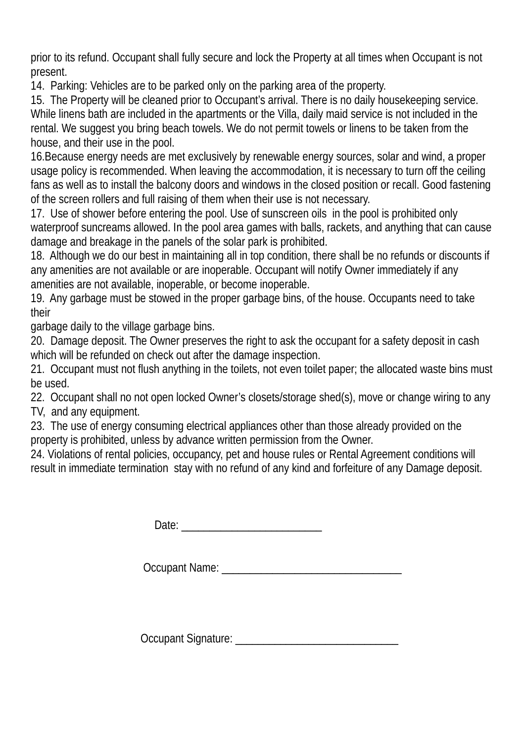prior to its refund. Occupant shall fully secure and lock the Property at all times when Occupant is not present.

14. Parking: Vehicles are to be parked only on the parking area of the property.

15. The Property will be cleaned prior to Occupant's arrival. There is no daily housekeeping service. While linens bath are included in the apartments or the Villa, daily maid service is not included in the rental. We suggest you bring beach towels. We do not permit towels or linens to be taken from the house, and their use in the pool.

16.Because energy needs are met exclusively by renewable energy sources, solar and wind, a proper usage policy is recommended. When leaving the accommodation, it is necessary to turn off the ceiling fans as well as to install the balcony doors and windows in the closed position or recall. Good fastening of the screen rollers and full raising of them when their use is not necessary.

17. Use of shower before entering the pool. Use of sunscreen oils in the pool is prohibited only waterproof suncreams allowed. In the pool area games with balls, rackets, and anything that can cause damage and breakage in the panels of the solar park is prohibited.

18. Although we do our best in maintaining all in top condition, there shall be no refunds or discounts if any amenities are not available or are inoperable. Occupant will notify Owner immediately if any amenities are not available, inoperable, or become inoperable.

19. Any garbage must be stowed in the proper garbage bins, of the house. Occupants need to take their
garbage daily to the village garbage bins.

20. Damage deposit. The Owner preserves the right to ask the occupant for a safety deposit in cash which will be refunded on check out after the damage inspection.

21. Occupant must not flush anything in the toilets, not even toilet paper; the allocated waste bins must be used.

22. Occupant shall no not open locked Owner's closets/storage shed(s), move or change wiring to any TV, and any equipment.

23. The use of energy consuming electrical appliances other than those already provided on the property is prohibited, unless by advance written permission from the Owner.

24. Violations of rental policies, occupancy, pet and house rules or Rental Agreement conditions will result in immediate termination stay with no refund of any kind and forfeiture of any Damage deposit.

Date: ________________________

Occupant Name: ________________________________

Occupant Signature: _____________________________